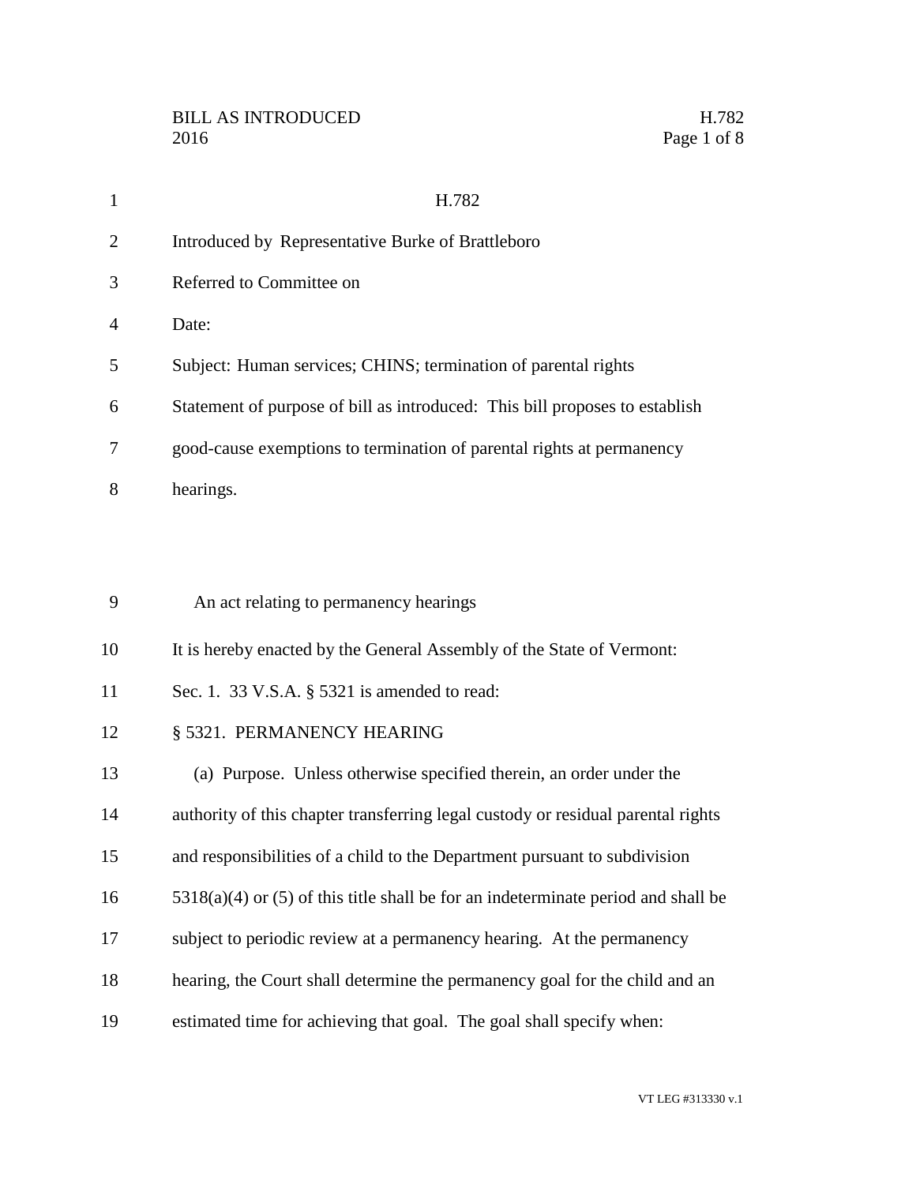BILL AS INTRODUCED
2016

# H.782

Introduced by Representative Burke of Brattleboro

Referred to Committee on

Date:

Subject: Human services; CHINS; termination of parental rights

Statement of purpose of bill as introduced: This bill proposes to establish good-cause exemptions to termination of parental rights at permanency hearings.

An act relating to permanency hearings

It is hereby enacted by the General Assembly of the State of Vermont:

Sec. 1. 33 V.S.A. § 5321 is amended to read:

§ 5321. PERMANENCY HEARING

(a) Purpose. Unless otherwise specified therein, an order under the authority of this chapter transferring legal custody or residual parental rights and responsibilities of a child to the Department pursuant to subdivision 5318(a)(4) or (5) of this title shall be for an indeterminate period and shall be subject to periodic review at a permanency hearing. At the permanency hearing, the Court shall determine the permanency goal for the child and an estimated time for achieving that goal. The goal shall specify when: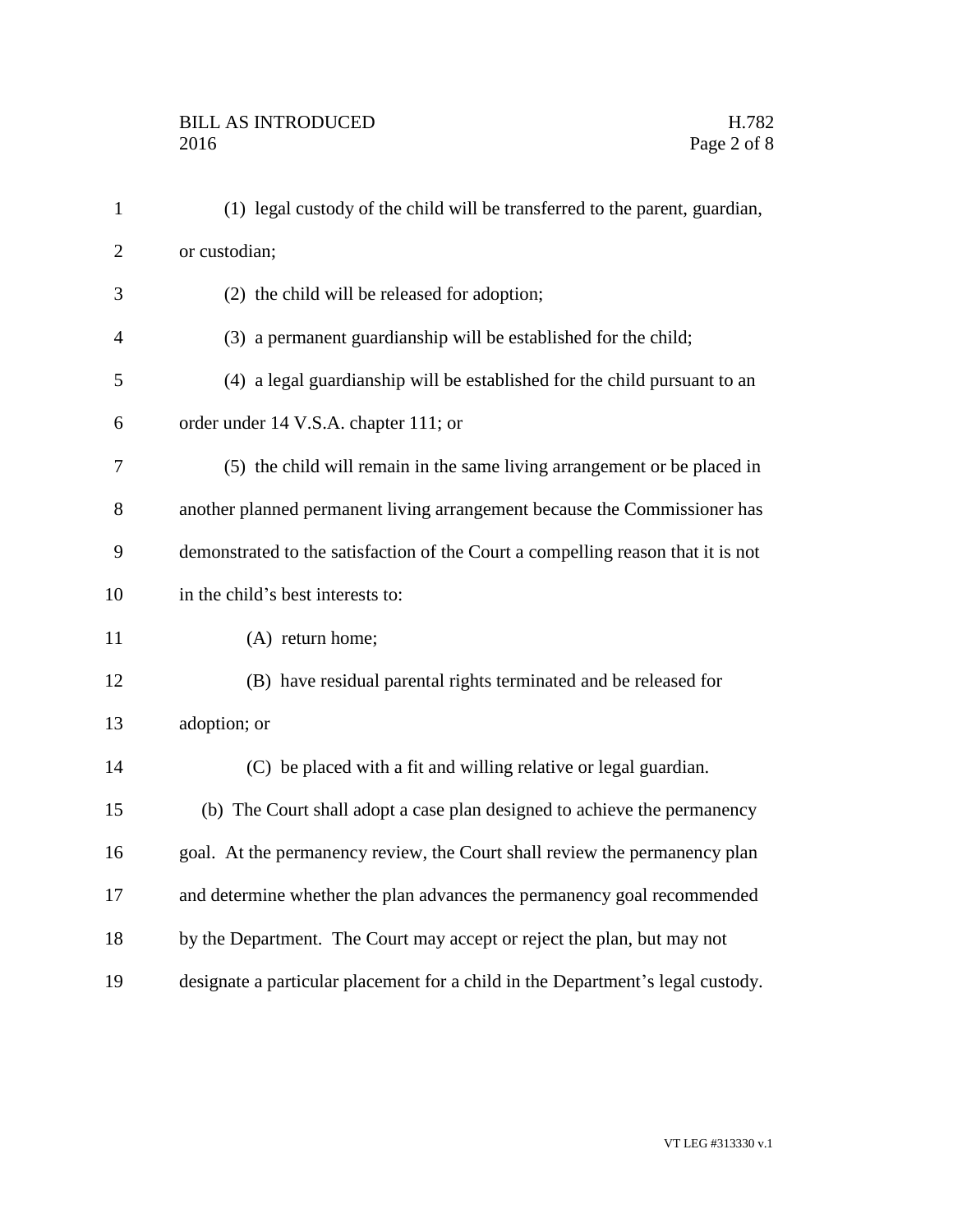(1) legal custody of the child will be transferred to the parent, guardian, or custodian;

(2) the child will be released for adoption;

(3) a permanent guardianship will be established for the child;

(4) a legal guardianship will be established for the child pursuant to an order under 14 V.S.A. chapter 111; or

(5) the child will remain in the same living arrangement or be placed in another planned permanent living arrangement because the Commissioner has demonstrated to the satisfaction of the Court a compelling reason that it is not in the child's best interests to:

(A) return home;

(B) have residual parental rights terminated and be released for adoption; or

(C) be placed with a fit and willing relative or legal guardian.

(b) The Court shall adopt a case plan designed to achieve the permanency goal. At the permanency review, the Court shall review the permanency plan and determine whether the plan advances the permanency goal recommended by the Department. The Court may accept or reject the plan, but may not designate a particular placement for a child in the Department's legal custody.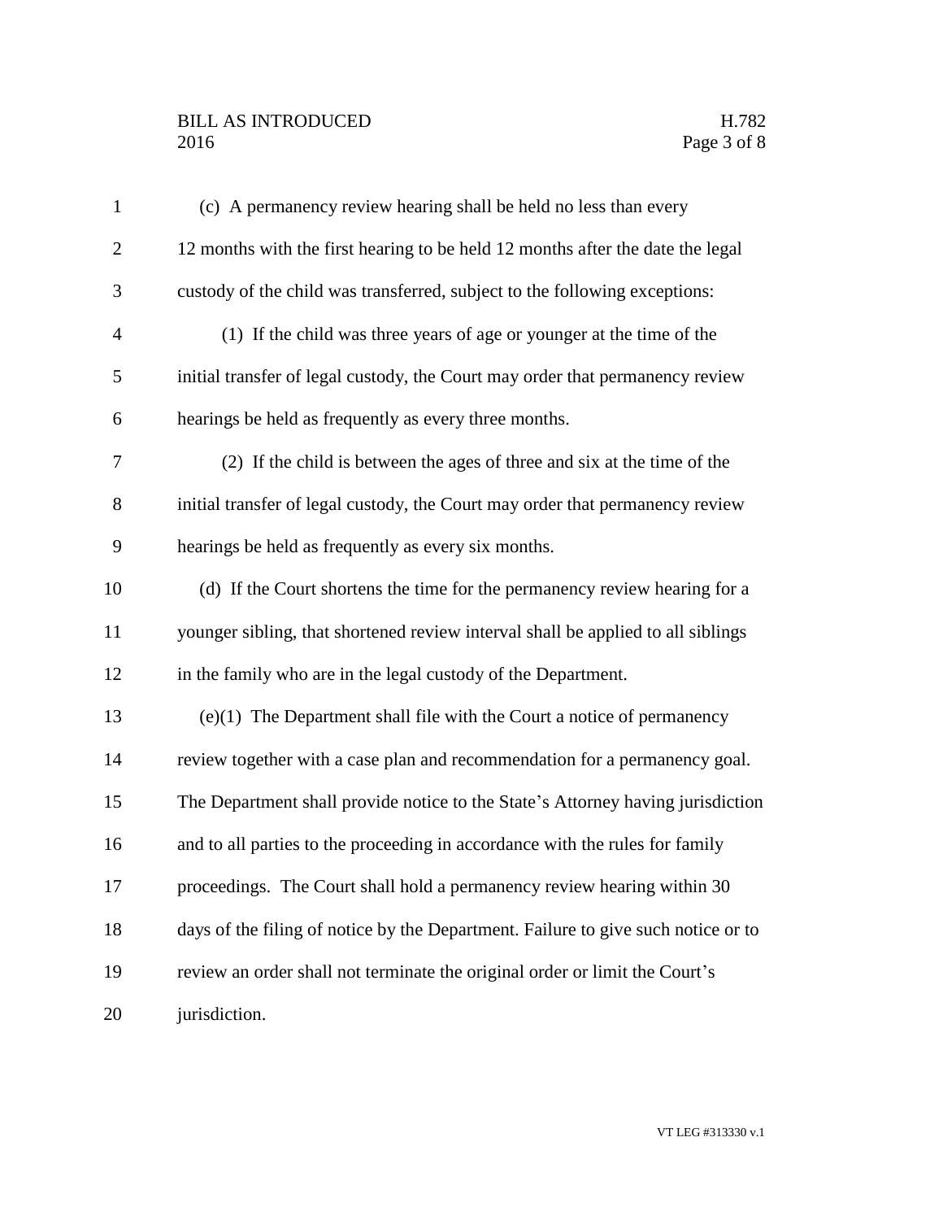(c) A permanency review hearing shall be held no less than every 12 months with the first hearing to be held 12 months after the date the legal custody of the child was transferred, subject to the following exceptions:

(1) If the child was three years of age or younger at the time of the initial transfer of legal custody, the Court may order that permanency review hearings be held as frequently as every three months.

(2) If the child is between the ages of three and six at the time of the initial transfer of legal custody, the Court may order that permanency review hearings be held as frequently as every six months.

(d) If the Court shortens the time for the permanency review hearing for a younger sibling, that shortened review interval shall be applied to all siblings in the family who are in the legal custody of the Department.

(e)(1) The Department shall file with the Court a notice of permanency review together with a case plan and recommendation for a permanency goal. The Department shall provide notice to the State's Attorney having jurisdiction and to all parties to the proceeding in accordance with the rules for family proceedings. The Court shall hold a permanency review hearing within 30 days of the filing of notice by the Department. Failure to give such notice or to review an order shall not terminate the original order or limit the Court's jurisdiction.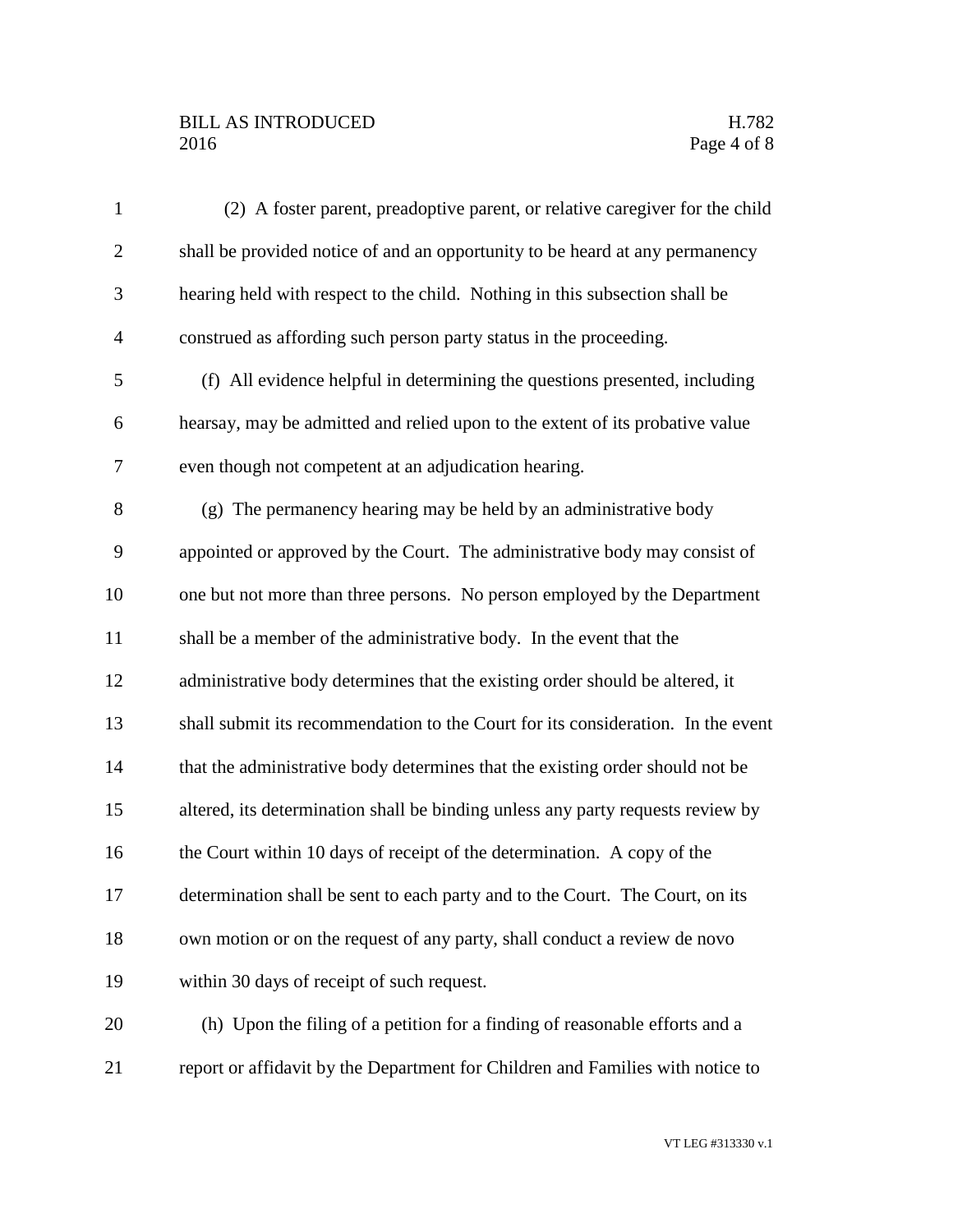(2) A foster parent, preadoptive parent, or relative caregiver for the child shall be provided notice of and an opportunity to be heard at any permanency hearing held with respect to the child. Nothing in this subsection shall be construed as affording such person party status in the proceeding.

(f) All evidence helpful in determining the questions presented, including hearsay, may be admitted and relied upon to the extent of its probative value even though not competent at an adjudication hearing.

(g) The permanency hearing may be held by an administrative body appointed or approved by the Court. The administrative body may consist of one but not more than three persons. No person employed by the Department shall be a member of the administrative body. In the event that the administrative body determines that the existing order should be altered, it shall submit its recommendation to the Court for its consideration. In the event that the administrative body determines that the existing order should not be altered, its determination shall be binding unless any party requests review by the Court within 10 days of receipt of the determination. A copy of the determination shall be sent to each party and to the Court. The Court, on its own motion or on the request of any party, shall conduct a review de novo within 30 days of receipt of such request.

(h) Upon the filing of a petition for a finding of reasonable efforts and a report or affidavit by the Department for Children and Families with notice to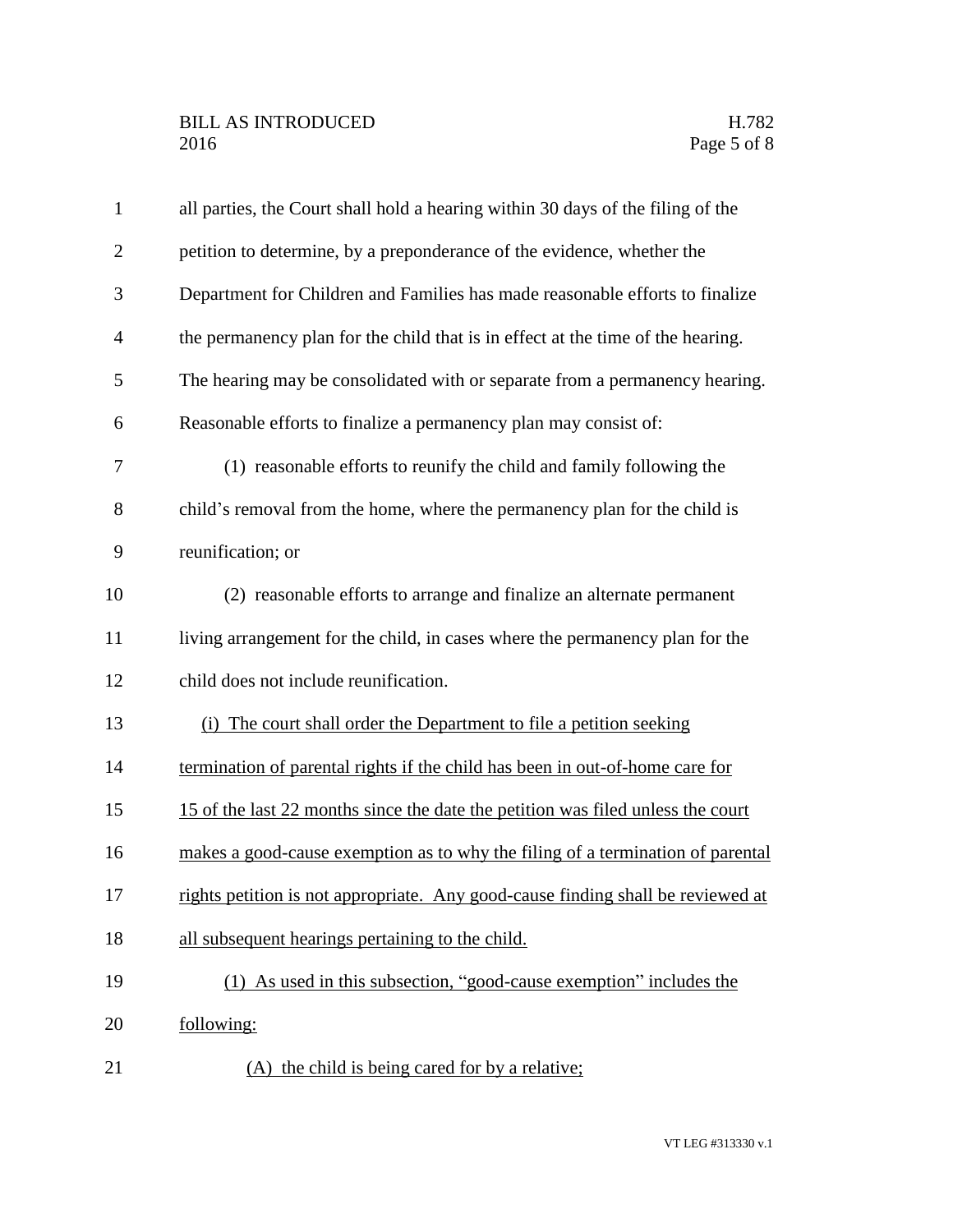all parties, the Court shall hold a hearing within 30 days of the filing of the petition to determine, by a preponderance of the evidence, whether the Department for Children and Families has made reasonable efforts to finalize the permanency plan for the child that is in effect at the time of the hearing. The hearing may be consolidated with or separate from a permanency hearing. Reasonable efforts to finalize a permanency plan may consist of:

(1) reasonable efforts to reunify the child and family following the child's removal from the home, where the permanency plan for the child is reunification; or

(2) reasonable efforts to arrange and finalize an alternate permanent living arrangement for the child, in cases where the permanency plan for the child does not include reunification.

<u>(i) The court shall order the Department to file a petition seeking termination of parental rights if the child has been in out-of-home care for 15 of the last 22 months since the date the petition was filed unless the court makes a good-cause exemption as to why the filing of a termination of parental rights petition is not appropriate. Any good-cause finding shall be reviewed at all subsequent hearings pertaining to the child.</u>

<u>(1) As used in this subsection, "good-cause exemption" includes the following:</u>

<u>(A) the child is being cared for by a relative;</u>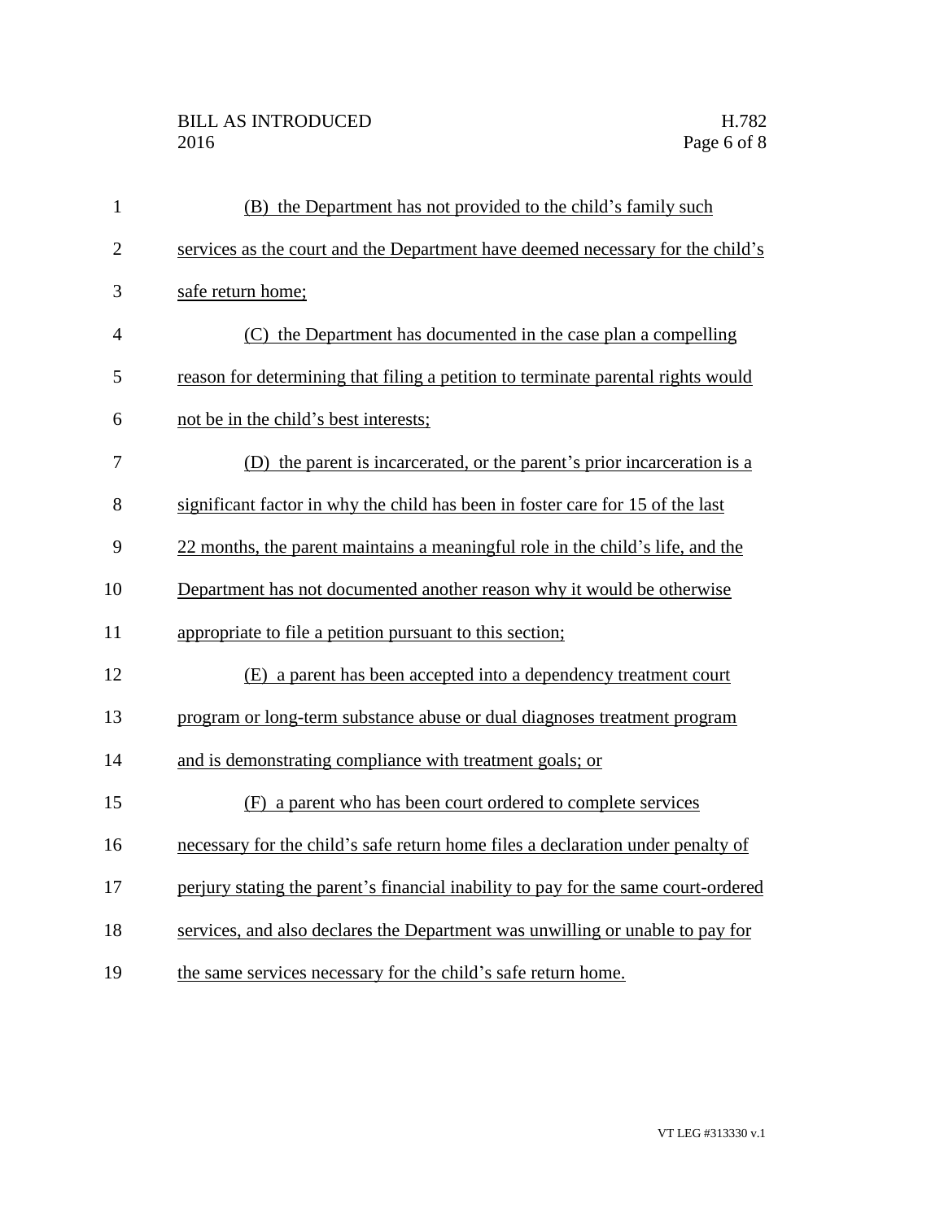(B) the Department has not provided to the child's family such services as the court and the Department have deemed necessary for the child's safe return home;

(C) the Department has documented in the case plan a compelling reason for determining that filing a petition to terminate parental rights would not be in the child's best interests;

(D) the parent is incarcerated, or the parent's prior incarceration is a significant factor in why the child has been in foster care for 15 of the last 22 months, the parent maintains a meaningful role in the child's life, and the Department has not documented another reason why it would be otherwise appropriate to file a petition pursuant to this section;

(E) a parent has been accepted into a dependency treatment court program or long-term substance abuse or dual diagnoses treatment program and is demonstrating compliance with treatment goals; or

(F) a parent who has been court ordered to complete services necessary for the child's safe return home files a declaration under penalty of perjury stating the parent's financial inability to pay for the same court-ordered services, and also declares the Department was unwilling or unable to pay for the same services necessary for the child's safe return home.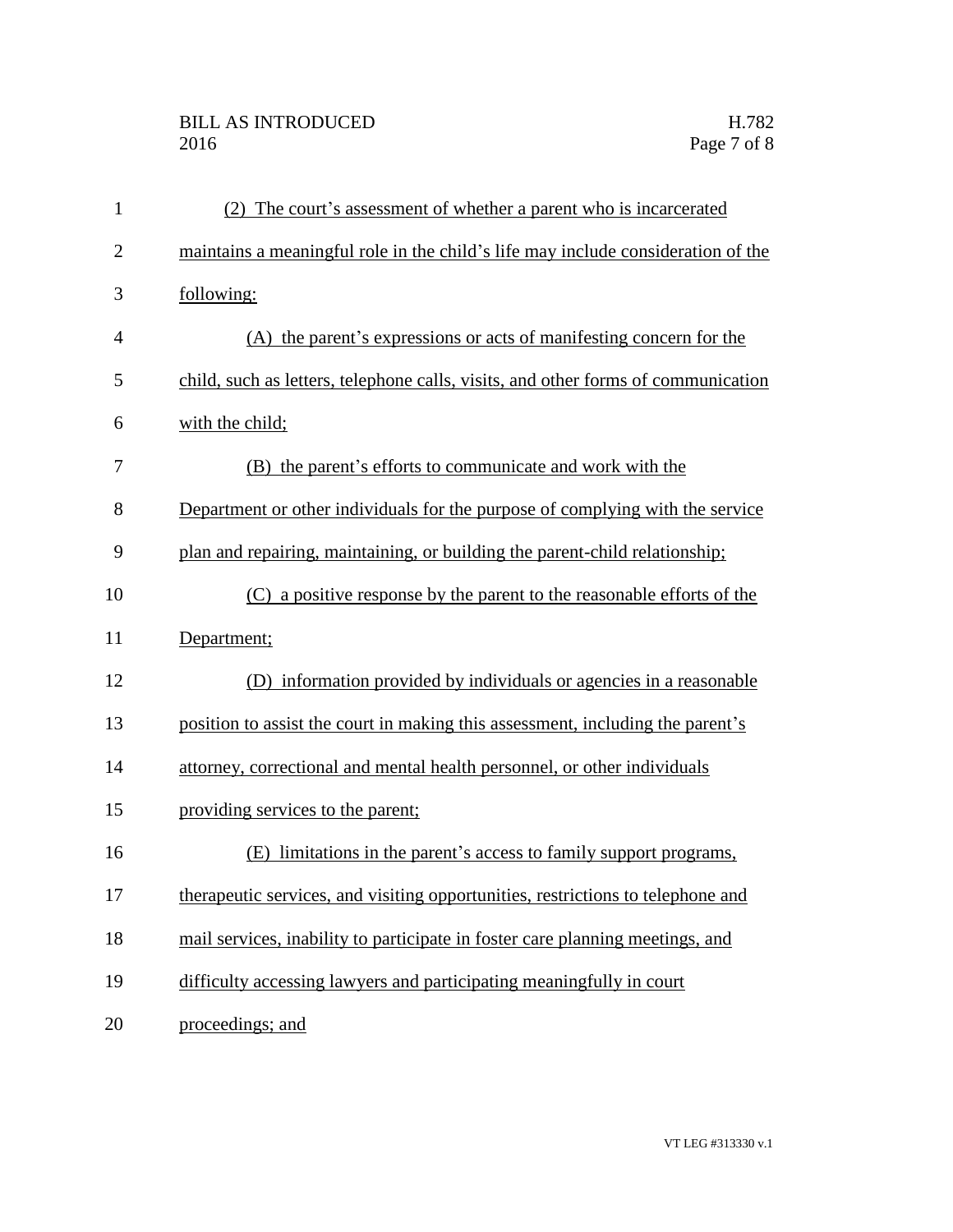(2) The court's assessment of whether a parent who is incarcerated maintains a meaningful role in the child's life may include consideration of the following:

(A) the parent's expressions or acts of manifesting concern for the child, such as letters, telephone calls, visits, and other forms of communication with the child;

(B) the parent's efforts to communicate and work with the Department or other individuals for the purpose of complying with the service plan and repairing, maintaining, or building the parent-child relationship;

(C) a positive response by the parent to the reasonable efforts of the Department;

(D) information provided by individuals or agencies in a reasonable position to assist the court in making this assessment, including the parent's attorney, correctional and mental health personnel, or other individuals providing services to the parent;

(E) limitations in the parent's access to family support programs, therapeutic services, and visiting opportunities, restrictions to telephone and mail services, inability to participate in foster care planning meetings, and difficulty accessing lawyers and participating meaningfully in court proceedings; and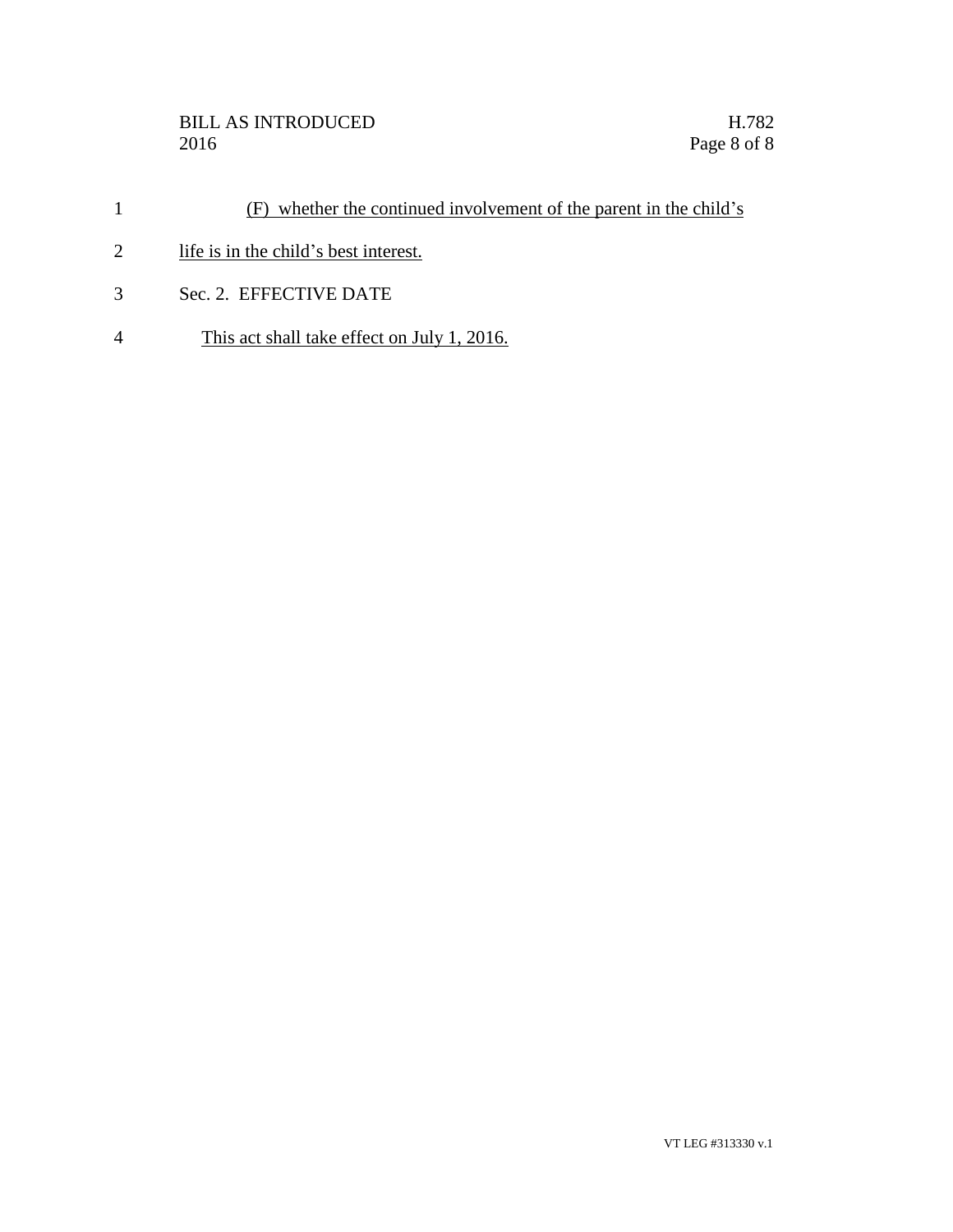(F) whether the continued involvement of the parent in the child's life is in the child's best interest.

Sec. 2. EFFECTIVE DATE

This act shall take effect on July 1, 2016.